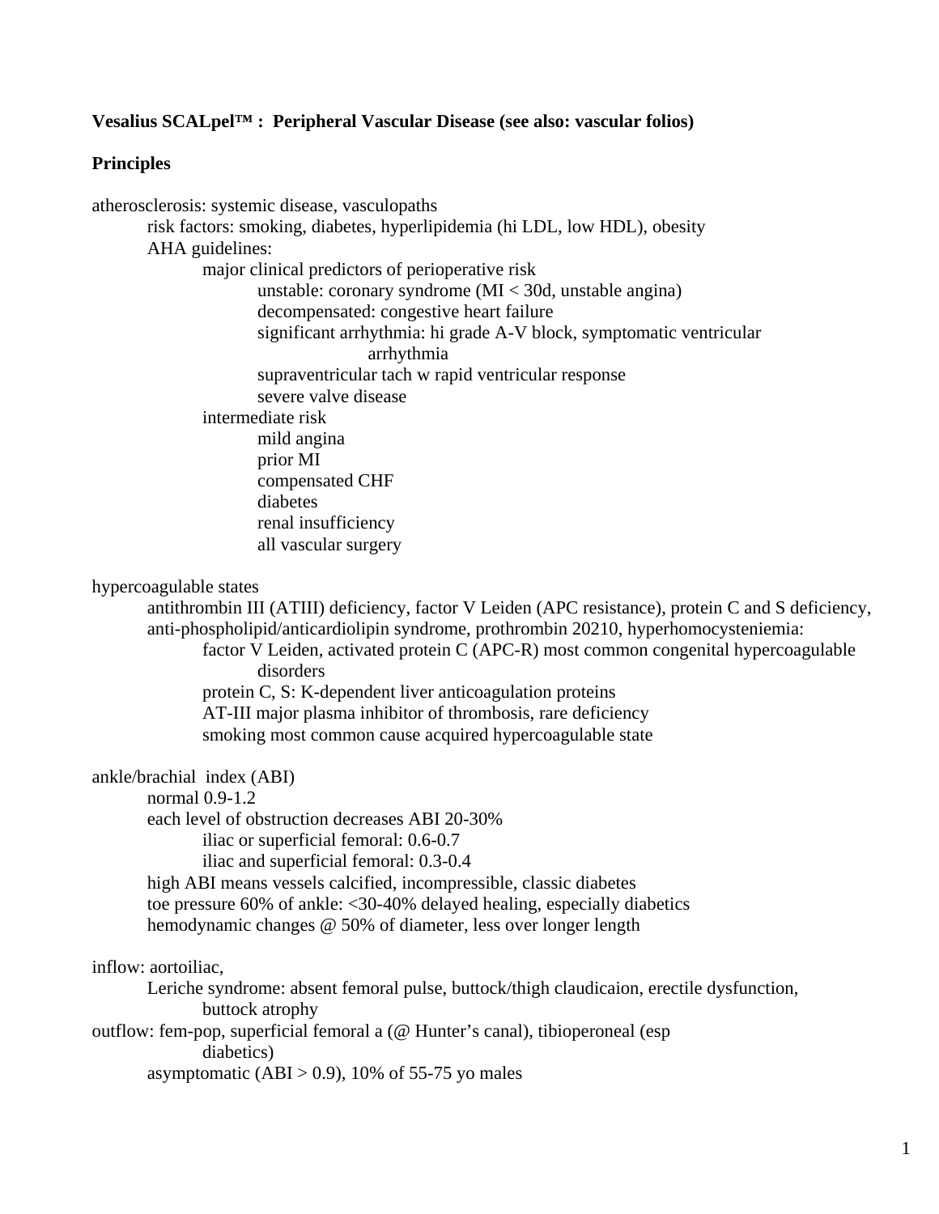**Vesalius SCALpel™ : Peripheral Vascular Disease (see also: vascular folios)**

**Principles**

- atherosclerosis: systemic disease, vasculopaths
  - risk factors: smoking, diabetes, hyperlipidemia (hi LDL, low HDL), obesity
  - AHA guidelines:
    - major clinical predictors of perioperative risk
      - unstable: coronary syndrome (MI < 30d, unstable angina)
      - decompensated: congestive heart failure
      - significant arrhythmia: hi grade A-V block, symptomatic ventricular arrhythmia
      - supraventricular tach w rapid ventricular response
      - severe valve disease
    - intermediate risk
      - mild angina
      - prior MI
      - compensated CHF
      - diabetes
      - renal insufficiency
      - all vascular surgery

- hypercoagulable states
  - antithrombin III (ATIII) deficiency, factor V Leiden (APC resistance), protein C and S deficiency, anti-phospholipid/anticardiolipin syndrome, prothrombin 20210, hyperhomocysteniemia:
    - factor V Leiden, activated protein C (APC-R) most common congenital hypercoagulable disorders
    - protein C, S: K-dependent liver anticoagulation proteins
    - AT-III major plasma inhibitor of thrombosis, rare deficiency
    - smoking most common cause acquired hypercoagulable state

- ankle/brachial index (ABI)
  - normal 0.9-1.2
  - each level of obstruction decreases ABI 20-30%
    - iliac or superficial femoral: 0.6-0.7
    - iliac and superficial femoral: 0.3-0.4
  - high ABI means vessels calcified, incompressible, classic diabetes
  - toe pressure 60% of ankle: <30-40% delayed healing, especially diabetics
  - hemodynamic changes @ 50% of diameter, less over longer length

- inflow: aortoiliac,
  - Leriche syndrome: absent femoral pulse, buttock/thigh claudicaion, erectile dysfunction, buttock atrophy
- outflow: fem-pop, superficial femoral a (@ Hunter's canal), tibioperoneal (esp diabetics)
  - asymptomatic (ABI > 0.9), 10% of 55-75 yo males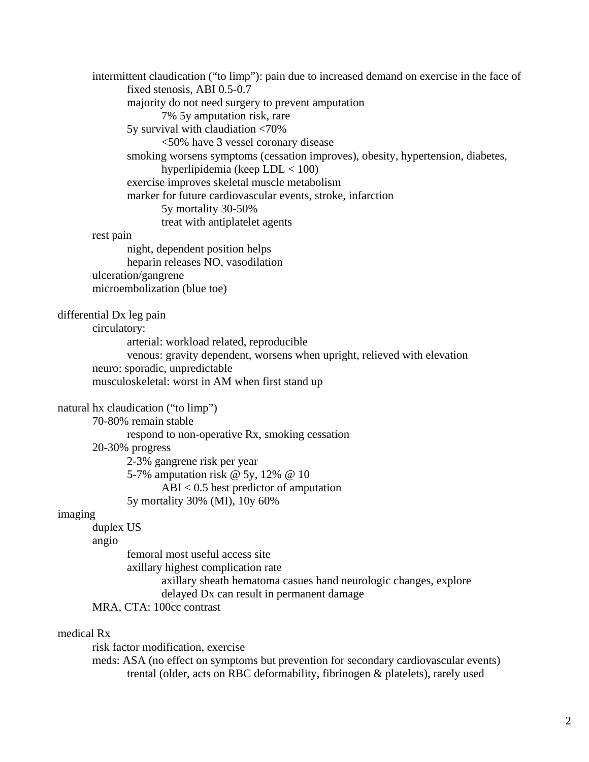- intermittent claudication ("to limp"): pain due to increased demand on exercise in the face of fixed stenosis, ABI 0.5-0.7
  - majority do not need surgery to prevent amputation
    - 7% 5y amputation risk, rare
  - 5y survival with claudiation <70%
    - <50% have 3 vessel coronary disease
  - smoking worsens symptoms (cessation improves), obesity, hypertension, diabetes, hyperlipidemia (keep LDL < 100)
  - exercise improves skeletal muscle metabolism
  - marker for future cardiovascular events, stroke, infarction
    - 5y mortality 30-50%
    - treat with antiplatelet agents
- rest pain
  - night, dependent position helps
  - heparin releases NO, vasodilation
- ulceration/gangrene
- microembolization (blue toe)

differential Dx leg pain

- circulatory:
  - arterial: workload related, reproducible
  - venous: gravity dependent, worsens when upright, relieved with elevation
- neuro: sporadic, unpredictable
- musculoskeletal: worst in AM when first stand up

natural hx claudication ("to limp")

- 70-80% remain stable
  - respond to non-operative Rx, smoking cessation
- 20-30% progress
  - 2-3% gangrene risk per year
  - 5-7% amputation risk @ 5y, 12% @ 10
    - ABI < 0.5 best predictor of amputation
  - 5y mortality 30% (MI), 10y 60%

imaging

- duplex US
- angio
  - femoral most useful access site
  - axillary highest complication rate
    - axillary sheath hematoma casues hand neurologic changes, explore
    - delayed Dx can result in permanent damage
- MRA, CTA: 100cc contrast

medical Rx

- risk factor modification, exercise
- meds: ASA (no effect on symptoms but prevention for secondary cardiovascular events)
  - trental (older, acts on RBC deformability, fibrinogen & platelets), rarely used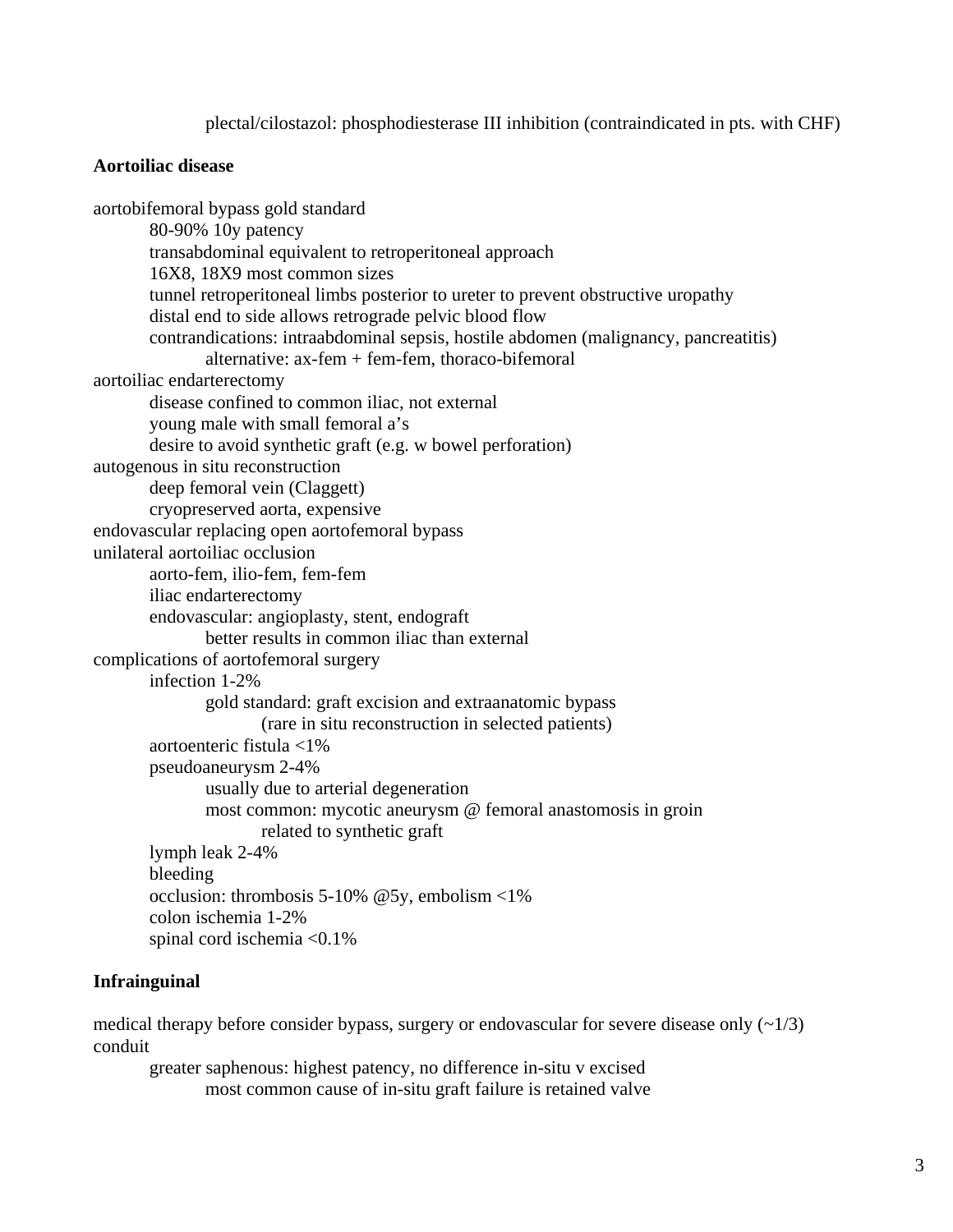- plectal/cilostazol: phosphodiesterase III inhibition (contraindicated in pts. with CHF)

**Aortoiliac disease**

- aortobifemoral bypass gold standard
  - 80-90% 10y patency
  - transabdominal equivalent to retroperitoneal approach
  - 16X8, 18X9 most common sizes
  - tunnel retroperitoneal limbs posterior to ureter to prevent obstructive uropathy
  - distal end to side allows retrograde pelvic blood flow
  - contrandications: intraabdominal sepsis, hostile abdomen (malignancy, pancreatitis)
    - alternative: ax-fem + fem-fem, thoraco-bifemoral
- aortoiliac endarterectomy
  - disease confined to common iliac, not external
  - young male with small femoral a's
  - desire to avoid synthetic graft (e.g. w bowel perforation)
- autogenous in situ reconstruction
  - deep femoral vein (Claggett)
  - cryopreserved aorta, expensive
- endovascular replacing open aortofemoral bypass
- unilateral aortoiliac occlusion
  - aorto-fem, ilio-fem, fem-fem
  - iliac endarterectomy
  - endovascular: angioplasty, stent, endograft
    - better results in common iliac than external
- complications of aortofemoral surgery
  - infection 1-2%
    - gold standard: graft excision and extraanatomic bypass
      - (rare in situ reconstruction in selected patients)
  - aortoenteric fistula <1%
  - pseudoaneurysm 2-4%
    - usually due to arterial degeneration
    - most common: mycotic aneurysm @ femoral anastomosis in groin
      - related to synthetic graft
  - lymph leak 2-4%
  - bleeding
  - occlusion: thrombosis 5-10% @5y, embolism <1%
  - colon ischemia 1-2%
  - spinal cord ischemia <0.1%

**Infrainguinal**

- medical therapy before consider bypass, surgery or endovascular for severe disease only (~1/3)
- conduit
  - greater saphenous: highest patency, no difference in-situ v excised
    - most common cause of in-situ graft failure is retained valve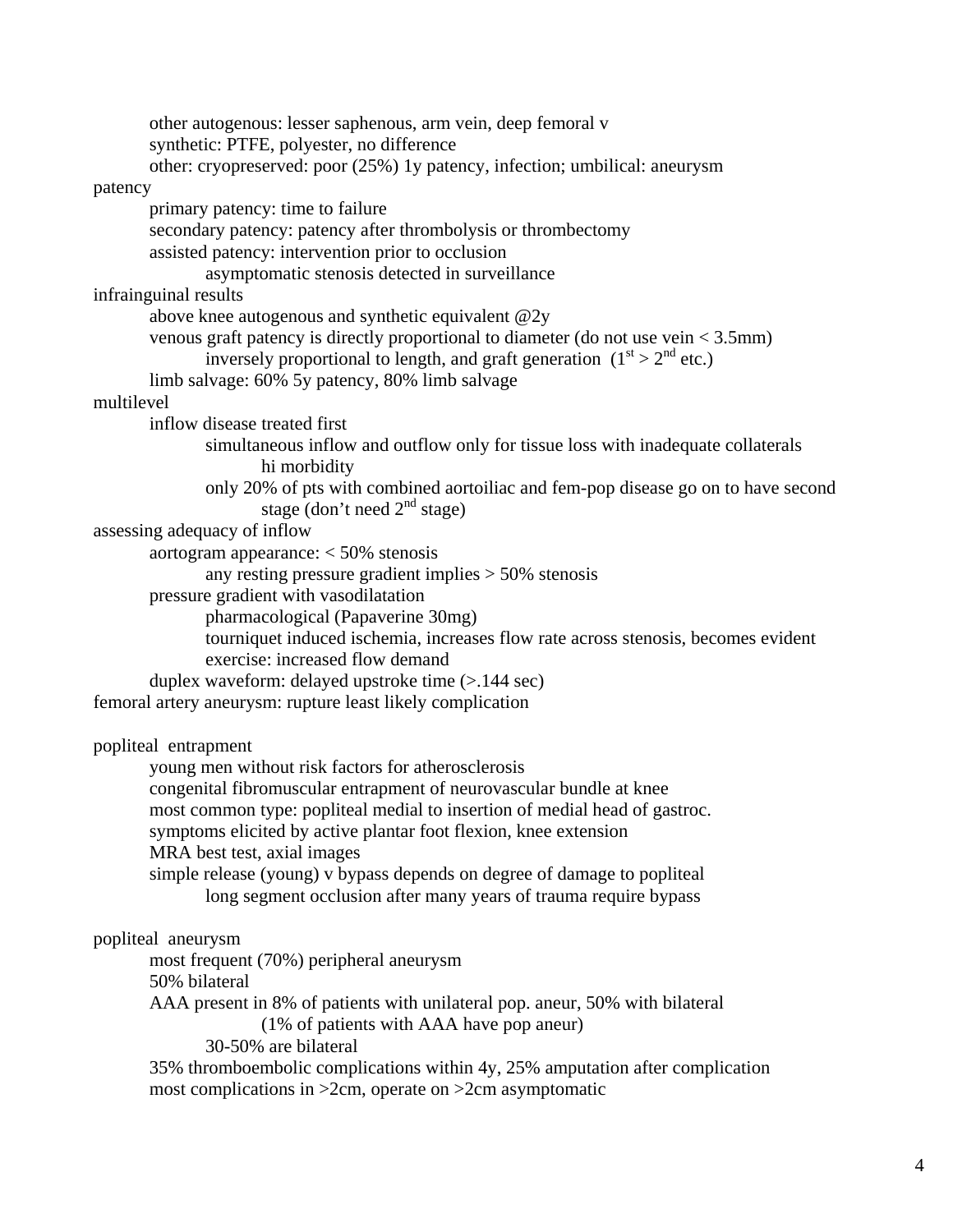- other autogenous: lesser saphenous, arm vein, deep femoral v
- synthetic: PTFE, polyester, no difference
- other: cryopreserved: poor (25%) 1y patency, infection; umbilical: aneurysm

patency
- primary patency: time to failure
- secondary patency: patency after thrombolysis or thrombectomy
- assisted patency: intervention prior to occlusion
  - asymptomatic stenosis detected in surveillance

infrainguinal results
- above knee autogenous and synthetic equivalent @2y
- venous graft patency is directly proportional to diameter (do not use vein < 3.5mm)
  - inversely proportional to length, and graft generation (1st > 2nd etc.)
- limb salvage: 60% 5y patency, 80% limb salvage

multilevel
- inflow disease treated first
  - simultaneous inflow and outflow only for tissue loss with inadequate collaterals
    - hi morbidity
  - only 20% of pts with combined aortoiliac and fem-pop disease go on to have second stage (don't need 2nd stage)

assessing adequacy of inflow
- aortogram appearance: < 50% stenosis
  - any resting pressure gradient implies > 50% stenosis
- pressure gradient with vasodilatation
  - pharmacological (Papaverine 30mg)
  - tourniquet induced ischemia, increases flow rate across stenosis, becomes evident
  - exercise: increased flow demand
- duplex waveform: delayed upstroke time (>.144 sec)

femoral artery aneurysm: rupture least likely complication

popliteal entrapment
- young men without risk factors for atherosclerosis
- congenital fibromuscular entrapment of neurovascular bundle at knee
- most common type: popliteal medial to insertion of medial head of gastroc.
- symptoms elicited by active plantar foot flexion, knee extension
- MRA best test, axial images
- simple release (young) v bypass depends on degree of damage to popliteal
  - long segment occlusion after many years of trauma require bypass

popliteal aneurysm
- most frequent (70%) peripheral aneurysm
- 50% bilateral
- AAA present in 8% of patients with unilateral pop. aneur, 50% with bilateral
  - (1% of patients with AAA have pop aneur)
  - 30-50% are bilateral
- 35% thromboembolic complications within 4y, 25% amputation after complication
- most complications in >2cm, operate on >2cm asymptomatic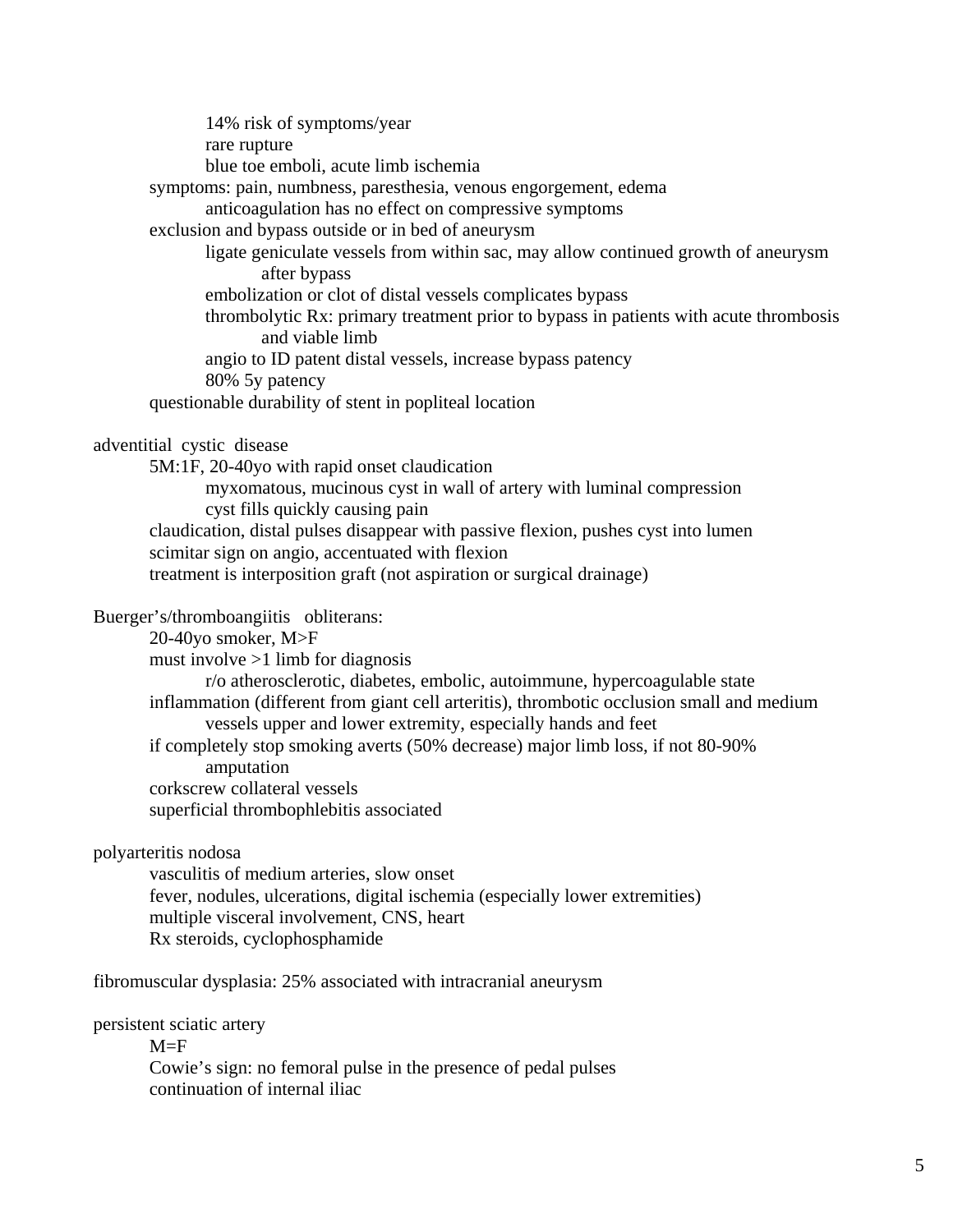- 14% risk of symptoms/year
- rare rupture
- blue toe emboli, acute limb ischemia

symptoms: pain, numbness, paresthesia, venous engorgement, edema
- anticoagulation has no effect on compressive symptoms

exclusion and bypass outside or in bed of aneurysm
- ligate geniculate vessels from within sac, may allow continued growth of aneurysm after bypass
- embolization or clot of distal vessels complicates bypass
- thrombolytic Rx: primary treatment prior to bypass in patients with acute thrombosis and viable limb
- angio to ID patent distal vessels, increase bypass patency
- 80% 5y patency

questionable durability of stent in popliteal location

adventitial cystic disease
- 5M:1F, 20-40yo with rapid onset claudication
    - myxomatous, mucinous cyst in wall of artery with luminal compression
    - cyst fills quickly causing pain
- claudication, distal pulses disappear with passive flexion, pushes cyst into lumen
- scimitar sign on angio, accentuated with flexion
- treatment is interposition graft (not aspiration or surgical drainage)

Buerger's/thromboangiitis obliterans:
- 20-40yo smoker, M>F
- must involve >1 limb for diagnosis
    - r/o atherosclerotic, diabetes, embolic, autoimmune, hypercoagulable state
- inflammation (different from giant cell arteritis), thrombotic occlusion small and medium vessels upper and lower extremity, especially hands and feet
- if completely stop smoking averts (50% decrease) major limb loss, if not 80-90% amputation
- corkscrew collateral vessels
- superficial thrombophlebitis associated

polyarteritis nodosa
- vasculitis of medium arteries, slow onset
- fever, nodules, ulcerations, digital ischemia (especially lower extremities)
- multiple visceral involvement, CNS, heart
- Rx steroids, cyclophosphamide

fibromuscular dysplasia: 25% associated with intracranial aneurysm

persistent sciatic artery
- M=F
- Cowie's sign: no femoral pulse in the presence of pedal pulses
- continuation of internal iliac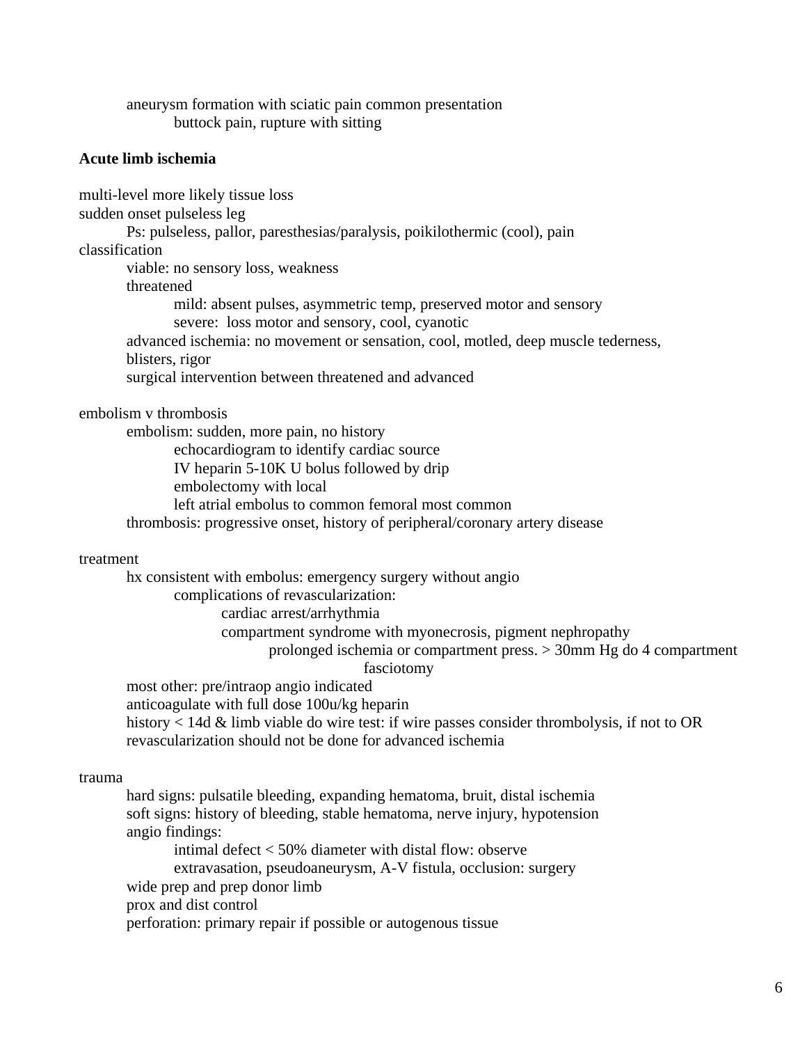aneurysm formation with sciatic pain common presentation
  - buttock pain, rupture with sitting

**Acute limb ischemia**

multi-level more likely tissue loss
sudden onset pulseless leg
  - Ps: pulseless, pallor, paresthesias/paralysis, poikilothermic (cool), pain

classification
  - viable: no sensory loss, weakness
  - threatened
    - mild: absent pulses, asymmetric temp, preserved motor and sensory
    - severe: loss motor and sensory, cool, cyanotic
  - advanced ischemia: no movement or sensation, cool, motled, deep muscle tederness, blisters, rigor
  - surgical intervention between threatened and advanced

embolism v thrombosis
  - embolism: sudden, more pain, no history
    - echocardiogram to identify cardiac source
    - IV heparin 5-10K U bolus followed by drip
    - embolectomy with local
    - left atrial embolus to common femoral most common
  - thrombosis: progressive onset, history of peripheral/coronary artery disease

treatment
  - hx consistent with embolus: emergency surgery without angio
    - complications of revascularization:
      - cardiac arrest/arrhythmia
      - compartment syndrome with myonecrosis, pigment nephropathy
        - prolonged ischemia or compartment press. > 30mm Hg do 4 compartment fasciotomy
  - most other: pre/intraop angio indicated
  - anticoagulate with full dose 100u/kg heparin
  - history < 14d & limb viable do wire test: if wire passes consider thrombolysis, if not to OR
  - revascularization should not be done for advanced ischemia

trauma
  - hard signs: pulsatile bleeding, expanding hematoma, bruit, distal ischemia
  - soft signs: history of bleeding, stable hematoma, nerve injury, hypotension
  - angio findings:
    - intimal defect < 50% diameter with distal flow: observe
    - extravasation, pseudoaneurysm, A-V fistula, occlusion: surgery
  - wide prep and prep donor limb
  - prox and dist control
  - perforation: primary repair if possible or autogenous tissue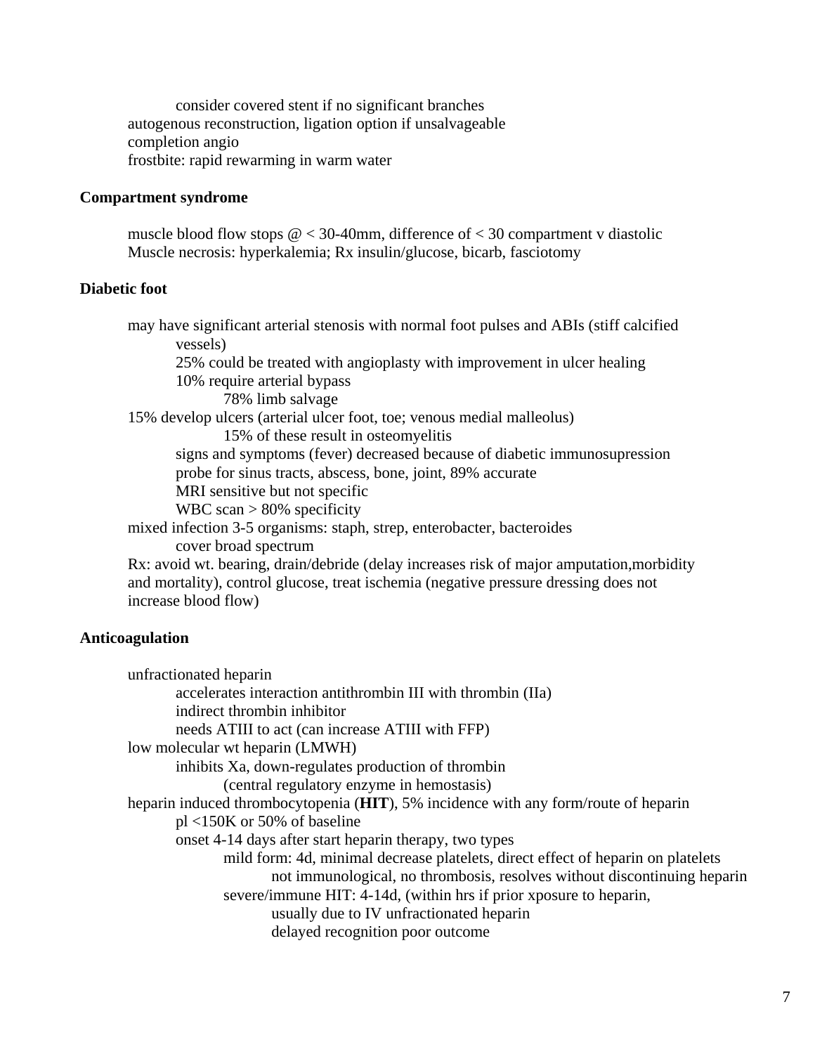- consider covered stent if no significant branches
- autogenous reconstruction, ligation option if unsalvageable
- completion angio
- frostbite: rapid rewarming in warm water

**Compartment syndrome**

- muscle blood flow stops @ < 30-40mm, difference of < 30 compartment v diastolic
- Muscle necrosis: hyperkalemia; Rx insulin/glucose, bicarb, fasciotomy

**Diabetic foot**

- may have significant arterial stenosis with normal foot pulses and ABIs (stiff calcified vessels)
  - 25% could be treated with angioplasty with improvement in ulcer healing
  - 10% require arterial bypass
    - 78% limb salvage
- 15% develop ulcers (arterial ulcer foot, toe; venous medial malleolus)
  - 15% of these result in osteomyelitis
  - signs and symptoms (fever) decreased because of diabetic immunosupression
  - probe for sinus tracts, abscess, bone, joint, 89% accurate
  - MRI sensitive but not specific
  - WBC scan > 80% specificity
- mixed infection 3-5 organisms: staph, strep, enterobacter, bacteroides
  - cover broad spectrum
- Rx: avoid wt. bearing, drain/debride (delay increases risk of major amputation,morbidity and mortality), control glucose, treat ischemia (negative pressure dressing does not increase blood flow)

**Anticoagulation**

- unfractionated heparin
  - accelerates interaction antithrombin III with thrombin (IIa)
  - indirect thrombin inhibitor
  - needs ATIII to act (can increase ATIII with FFP)
- low molecular wt heparin (LMWH)
  - inhibits Xa, down-regulates production of thrombin
    - (central regulatory enzyme in hemostasis)
- heparin induced thrombocytopenia (**HIT**), 5% incidence with any form/route of heparin
  - pl <150K or 50% of baseline
  - onset 4-14 days after start heparin therapy, two types
    - mild form: 4d, minimal decrease platelets, direct effect of heparin on platelets
      - not immunological, no thrombosis, resolves without discontinuing heparin
    - severe/immune HIT: 4-14d, (within hrs if prior xposure to heparin,
      - usually due to IV unfractionated heparin
      - delayed recognition poor outcome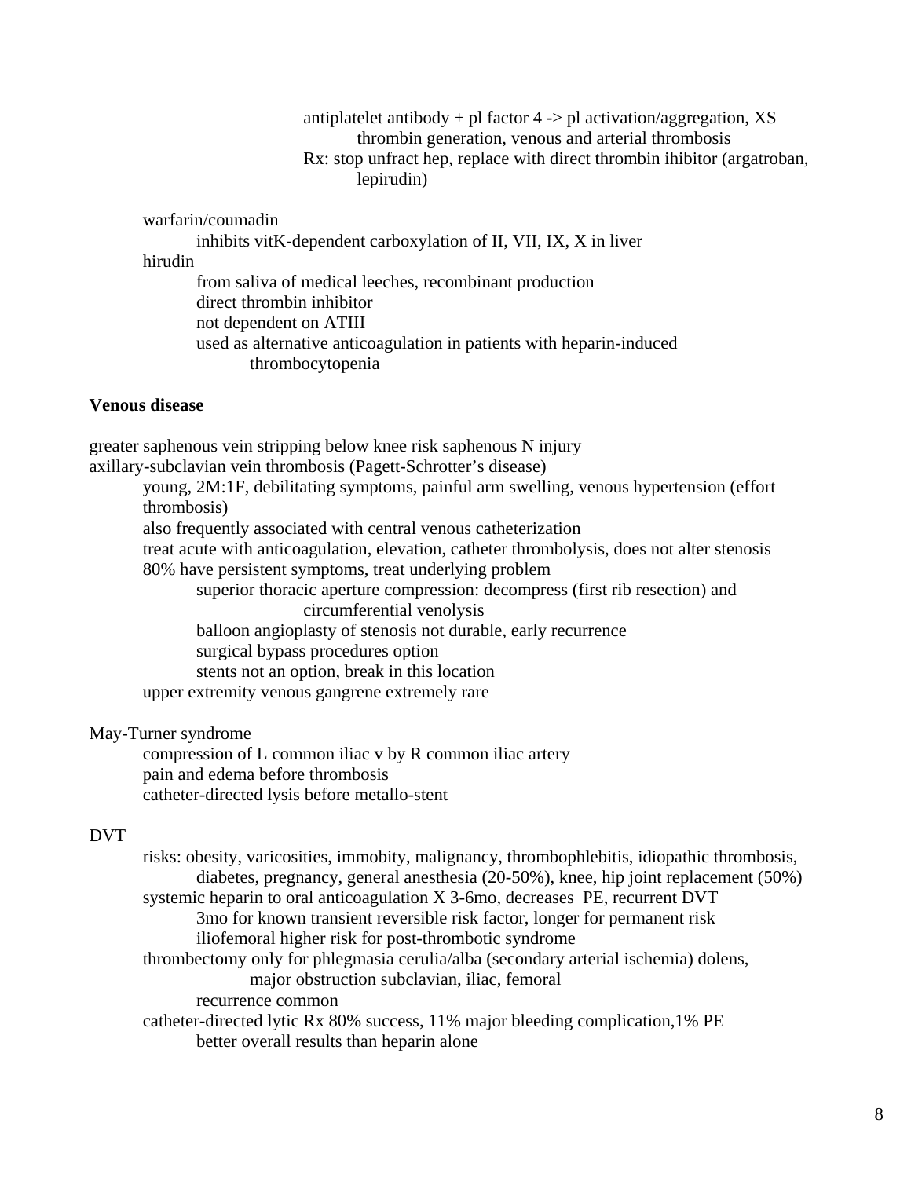- antiplatelet antibody + pl factor 4 -> pl activation/aggregation, XS thrombin generation, venous and arterial thrombosis
- Rx: stop unfract hep, replace with direct thrombin ihibitor (argatroban, lepirudin)

- warfarin/coumadin
  - inhibits vitK-dependent carboxylation of II, VII, IX, X in liver
- hirudin
  - from saliva of medical leeches, recombinant production
  - direct thrombin inhibitor
  - not dependent on ATIII
  - used as alternative anticoagulation in patients with heparin-induced thrombocytopenia

**Venous disease**

greater saphenous vein stripping below knee risk saphenous N injury

axillary-subclavian vein thrombosis (Pagett-Schrotter's disease)
- young, 2M:1F, debilitating symptoms, painful arm swelling, venous hypertension (effort thrombosis)
- also frequently associated with central venous catheterization
- treat acute with anticoagulation, elevation, catheter thrombolysis, does not alter stenosis
- 80% have persistent symptoms, treat underlying problem
  - superior thoracic aperture compression: decompress (first rib resection) and circumferential venolysis
  - balloon angioplasty of stenosis not durable, early recurrence
  - surgical bypass procedures option
  - stents not an option, break in this location
- upper extremity venous gangrene extremely rare

May-Turner syndrome
- compression of L common iliac v by R common iliac artery
- pain and edema before thrombosis
- catheter-directed lysis before metallo-stent

DVT
- risks: obesity, varicosities, immobity, malignancy, thrombophlebitis, idiopathic thrombosis, diabetes, pregnancy, general anesthesia (20-50%), knee, hip joint replacement (50%)
- systemic heparin to oral anticoagulation X 3-6mo, decreases PE, recurrent DVT
  - 3mo for known transient reversible risk factor, longer for permanent risk
  - iliofemoral higher risk for post-thrombotic syndrome
- thrombectomy only for phlegmasia cerulia/alba (secondary arterial ischemia) dolens, major obstruction subclavian, iliac, femoral
  - recurrence common
- catheter-directed lytic Rx 80% success, 11% major bleeding complication,1% PE
  - better overall results than heparin alone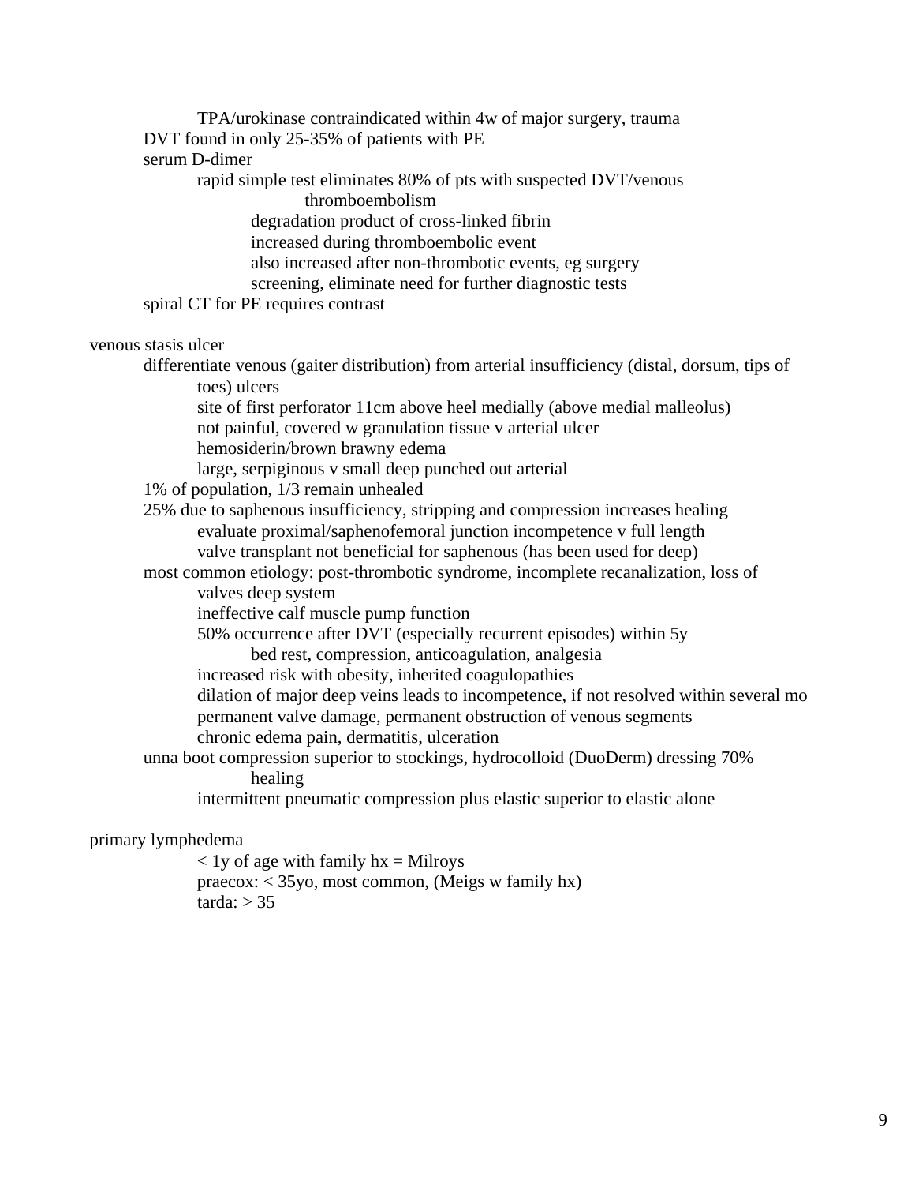- TPA/urokinase contraindicated within 4w of major surgery, trauma
- DVT found in only 25-35% of patients with PE
- serum D-dimer
  - rapid simple test eliminates 80% of pts with suspected DVT/venous thromboembolism
    - degradation product of cross-linked fibrin
    - increased during thromboembolic event
    - also increased after non-thrombotic events, eg surgery
    - screening, eliminate need for further diagnostic tests
- spiral CT for PE requires contrast

venous stasis ulcer

- differentiate venous (gaiter distribution) from arterial insufficiency (distal, dorsum, tips of toes) ulcers
  - site of first perforator 11cm above heel medially (above medial malleolus)
  - not painful, covered w granulation tissue v arterial ulcer
  - hemosiderin/brown brawny edema
  - large, serpiginous v small deep punched out arterial
- 1% of population, 1/3 remain unhealed
- 25% due to saphenous insufficiency, stripping and compression increases healing
  - evaluate proximal/saphenofemoral junction incompetence v full length
  - valve transplant not beneficial for saphenous (has been used for deep)
- most common etiology: post-thrombotic syndrome, incomplete recanalization, loss of valves deep system
  - ineffective calf muscle pump function
  - 50% occurrence after DVT (especially recurrent episodes) within 5y
    - bed rest, compression, anticoagulation, analgesia
  - increased risk with obesity, inherited coagulopathies
  - dilation of major deep veins leads to incompetence, if not resolved within several mo
  - permanent valve damage, permanent obstruction of venous segments
  - chronic edema pain, dermatitis, ulceration
- unna boot compression superior to stockings, hydrocolloid (DuoDerm) dressing 70% healing
  - intermittent pneumatic compression plus elastic superior to elastic alone

primary lymphedema

- < 1y of age with family hx = Milroys
- praecox: < 35yo, most common, (Meigs w family hx)
- tarda: > 35